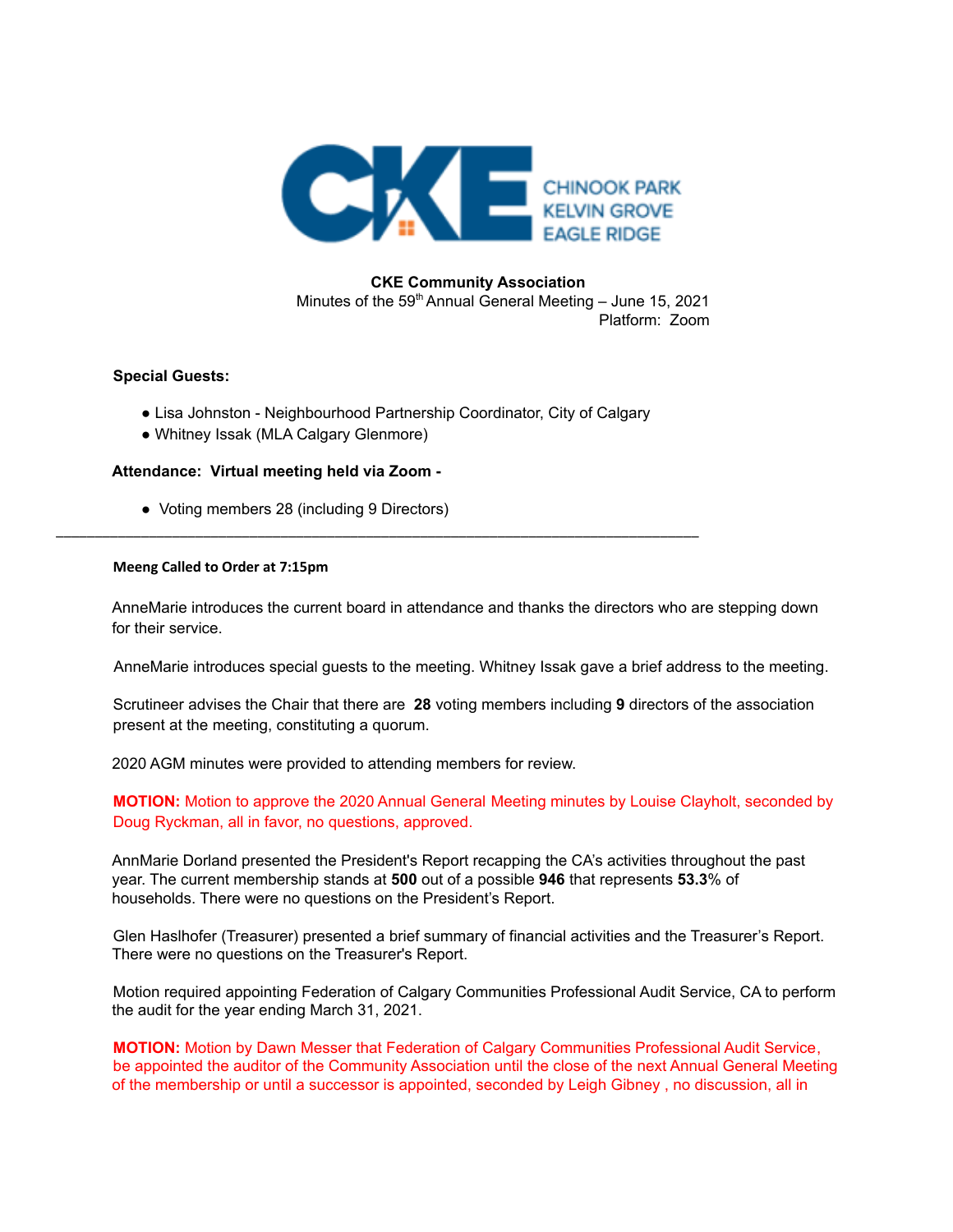CHINOOK PARK
KELVIN GROVE
EAGLE RIDGE

**CKE Community Association**
Minutes of the 59th Annual General Meeting – June 15, 2021
Platform: Zoom

**Special Guests:**

- Lisa Johnston - Neighbourhood Partnership Coordinator, City of Calgary
- Whitney Issak (MLA Calgary Glenmore)

**Attendance: Virtual meeting held via Zoom -**

- Voting members 28 (including 9 Directors)

---

**Meeng Called to Order at 7:15pm**

AnneMarie introduces the current board in attendance and thanks the directors who are stepping down for their service.

AnneMarie introduces special guests to the meeting. Whitney Issak gave a brief address to the meeting.

Scrutineer advises the Chair that there are **28** voting members including **9** directors of the association present at the meeting, constituting a quorum.

2020 AGM minutes were provided to attending members for review.

**MOTION:** Motion to approve the 2020 Annual General Meeting minutes by Louise Clayholt, seconded by Doug Ryckman, all in favor, no questions, approved.

AnnMarie Dorland presented the President's Report recapping the CA's activities throughout the past year. The current membership stands at **500** out of a possible **946** that represents **53.3**% of households. There were no questions on the President's Report.

Glen Haslhofer (Treasurer) presented a brief summary of financial activities and the Treasurer's Report. There were no questions on the Treasurer's Report.

Motion required appointing Federation of Calgary Communities Professional Audit Service, CA to perform the audit for the year ending March 31, 2021.

**MOTION:** Motion by Dawn Messer that Federation of Calgary Communities Professional Audit Service, be appointed the auditor of the Community Association until the close of the next Annual General Meeting of the membership or until a successor is appointed, seconded by Leigh Gibney , no discussion, all in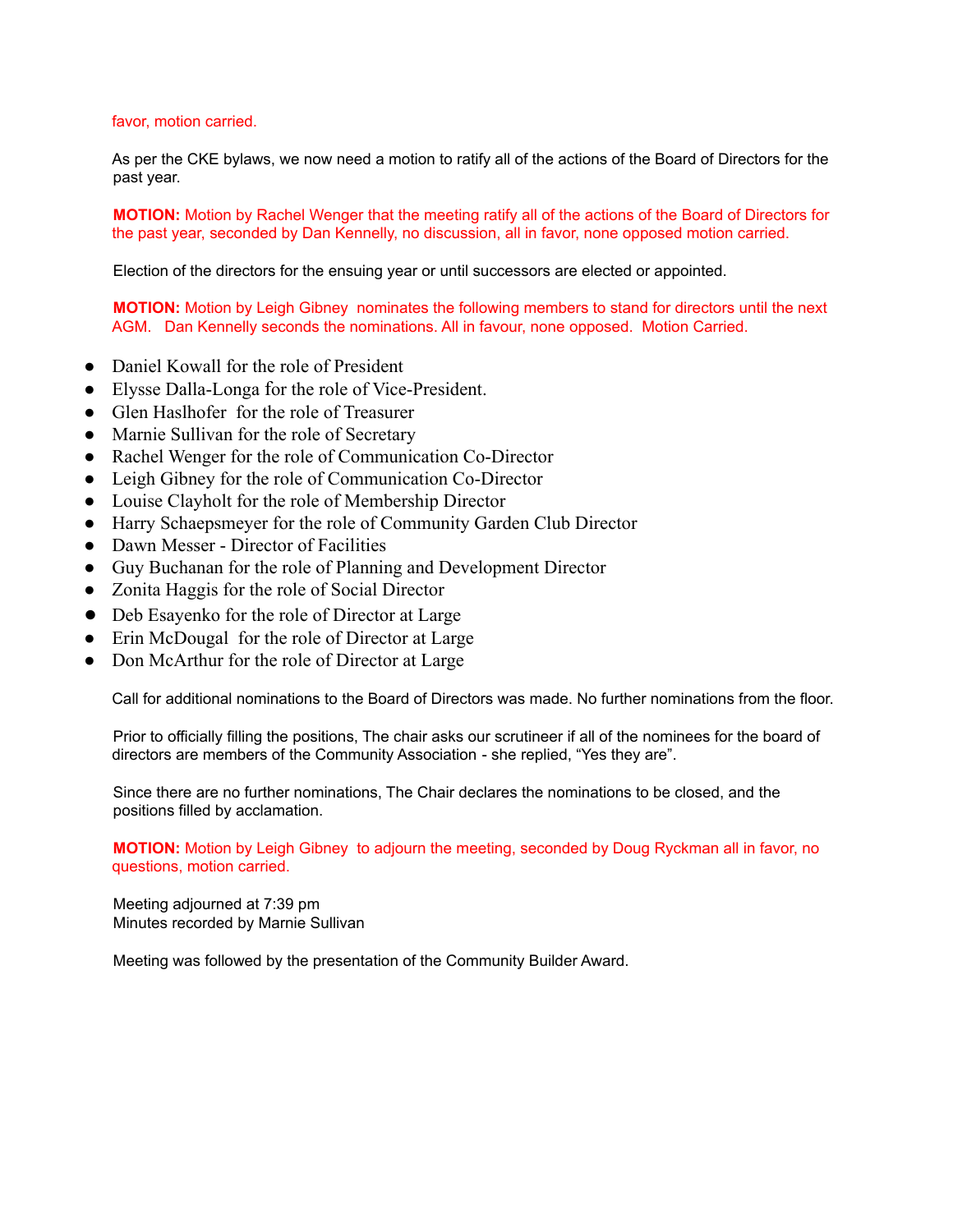favor, motion carried.

As per the CKE bylaws, we now need a motion to ratify all of the actions of the Board of Directors for the past year.

**MOTION:** Motion by Rachel Wenger that the meeting ratify all of the actions of the Board of Directors for the past year, seconded by Dan Kennelly, no discussion, all in favor, none opposed motion carried.

Election of the directors for the ensuing year or until successors are elected or appointed.

**MOTION:** Motion by Leigh Gibney nominates the following members to stand for directors until the next AGM. Dan Kennelly seconds the nominations. All in favour, none opposed. Motion Carried.

- Daniel Kowall for the role of President
- Elysse Dalla-Longa for the role of Vice-President.
- Glen Haslhofer for the role of Treasurer
- Marnie Sullivan for the role of Secretary
- Rachel Wenger for the role of Communication Co-Director
- Leigh Gibney for the role of Communication Co-Director
- Louise Clayholt for the role of Membership Director
- Harry Schaepsmeyer for the role of Community Garden Club Director
- Dawn Messer - Director of Facilities
- Guy Buchanan for the role of Planning and Development Director
- Zonita Haggis for the role of Social Director
- Deb Esayenko for the role of Director at Large
- Erin McDougal for the role of Director at Large
- Don McArthur for the role of Director at Large

Call for additional nominations to the Board of Directors was made. No further nominations from the floor.

Prior to officially filling the positions, The chair asks our scrutineer if all of the nominees for the board of directors are members of the Community Association - she replied, "Yes they are".

Since there are no further nominations, The Chair declares the nominations to be closed, and the positions filled by acclamation.

**MOTION:** Motion by Leigh Gibney to adjourn the meeting, seconded by Doug Ryckman all in favor, no questions, motion carried.

Meeting adjourned at 7:39 pm
Minutes recorded by Marnie Sullivan

Meeting was followed by the presentation of the Community Builder Award.